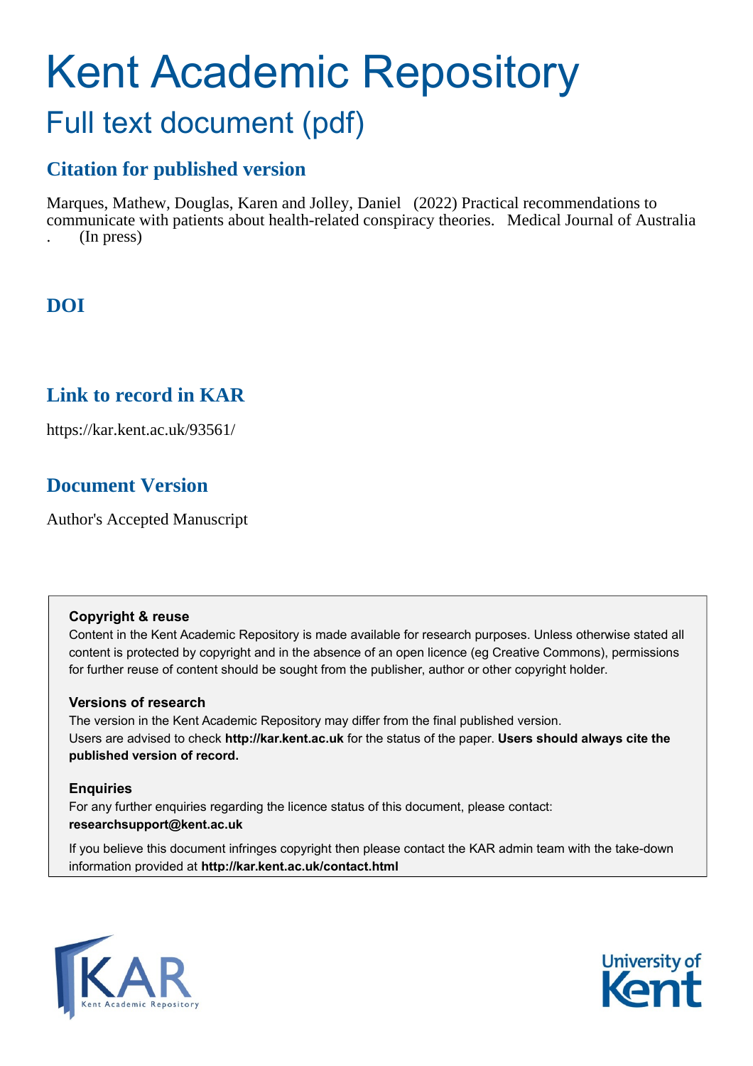# Kent Academic Repository

## Full text document (pdf)

### Citation for published version

Marques, Mathew, Douglas, Karen and Jolley, Daniel (2022) Practical recommendations to communicate with patients about health-related conspiracy theories. Medical Journal of Australia . (In press)

### DOI

### Link to record in KAR

https://kar.kent.ac.uk/93561/

### Document Version

Author's Accepted Manuscript

**Copyright & reuse**

Content in the Kent Academic Repository is made available for research purposes. Unless otherwise stated all content is protected by copyright and in the absence of an open licence (eg Creative Commons), permissions for further reuse of content should be sought from the publisher, author or other copyright holder.

**Versions of research**

The version in the Kent Academic Repository may differ from the final published version. Users are advised to check **http://kar.kent.ac.uk** for the status of the paper. **Users should always cite the published version of record.**

**Enquiries**

For any further enquiries regarding the licence status of this document, please contact: **researchsupport@kent.ac.uk**

If you believe this document infringes copyright then please contact the KAR admin team with the take-down information provided at **http://kar.kent.ac.uk/contact.html**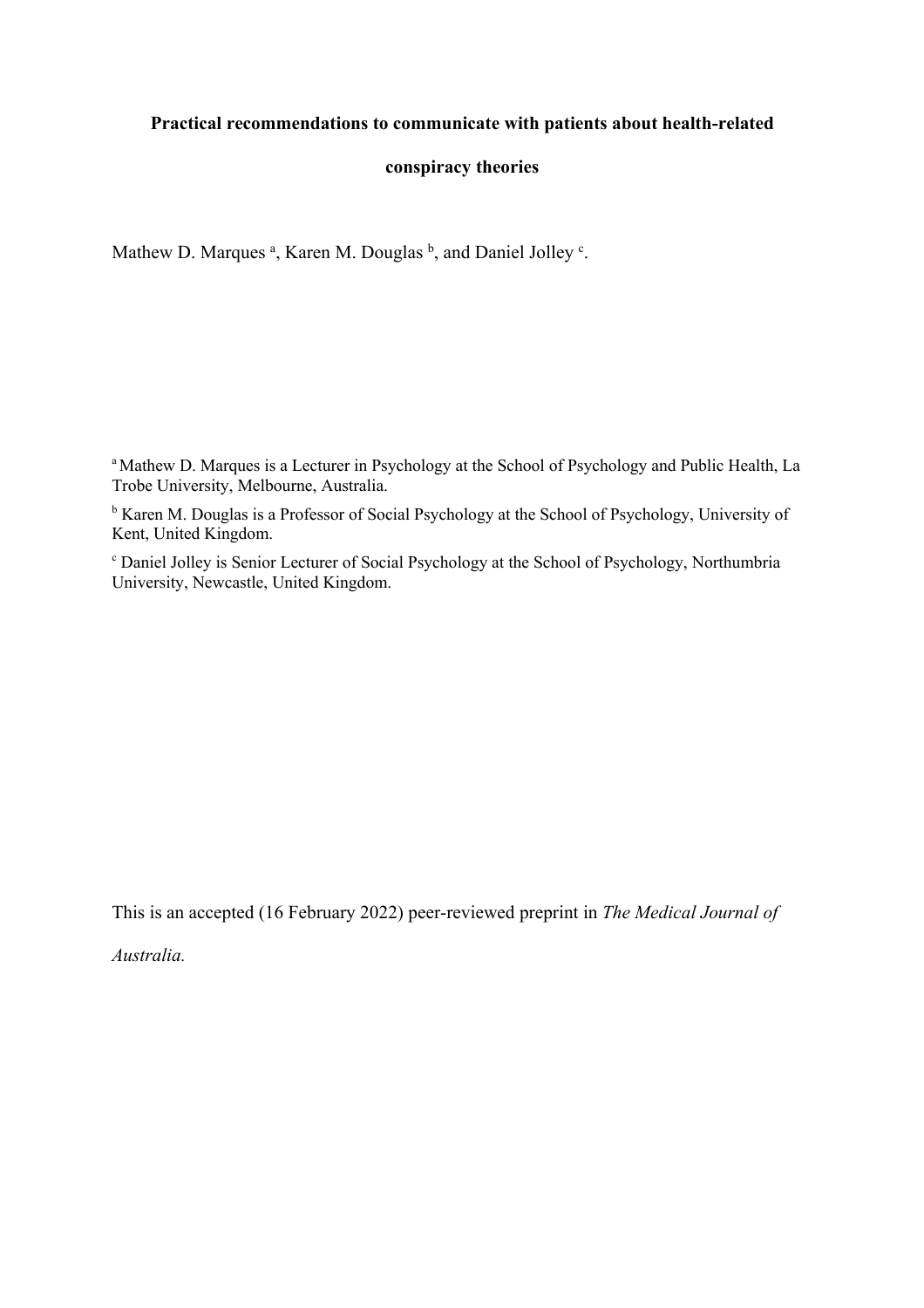**Practical recommendations to communicate with patients about health-related conspiracy theories**

Mathew D. Marques [a], Karen M. Douglas [b], and Daniel Jolley [c].

[a] Mathew D. Marques is a Lecturer in Psychology at the School of Psychology and Public Health, La Trobe University, Melbourne, Australia.

[b] Karen M. Douglas is a Professor of Social Psychology at the School of Psychology, University of Kent, United Kingdom.

[c] Daniel Jolley is Senior Lecturer of Social Psychology at the School of Psychology, Northumbria University, Newcastle, United Kingdom.

This is an accepted (16 February 2022) peer-reviewed preprint in *The Medical Journal of Australia.*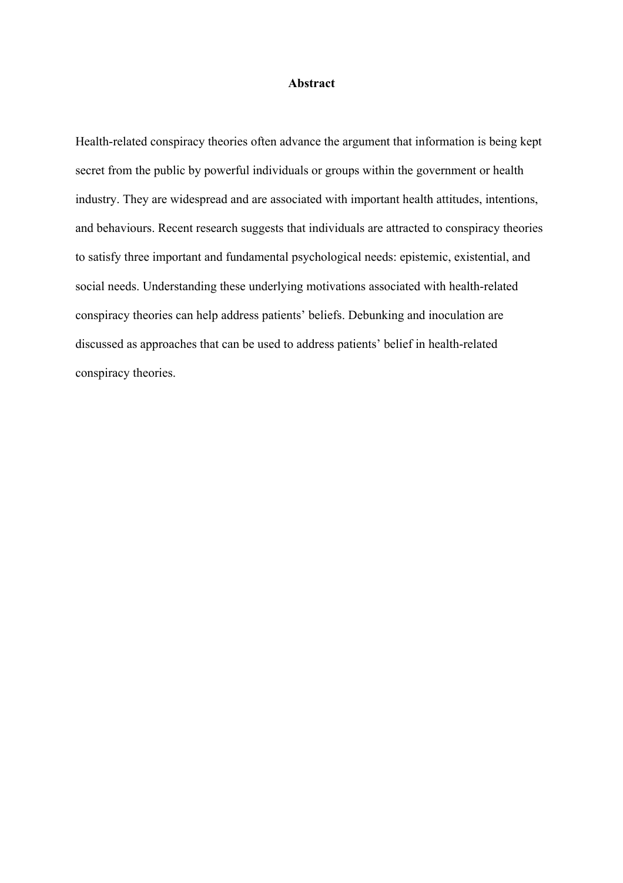## Abstract

Health-related conspiracy theories often advance the argument that information is being kept secret from the public by powerful individuals or groups within the government or health industry. They are widespread and are associated with important health attitudes, intentions, and behaviours. Recent research suggests that individuals are attracted to conspiracy theories to satisfy three important and fundamental psychological needs: epistemic, existential, and social needs. Understanding these underlying motivations associated with health-related conspiracy theories can help address patients' beliefs. Debunking and inoculation are discussed as approaches that can be used to address patients' belief in health-related conspiracy theories.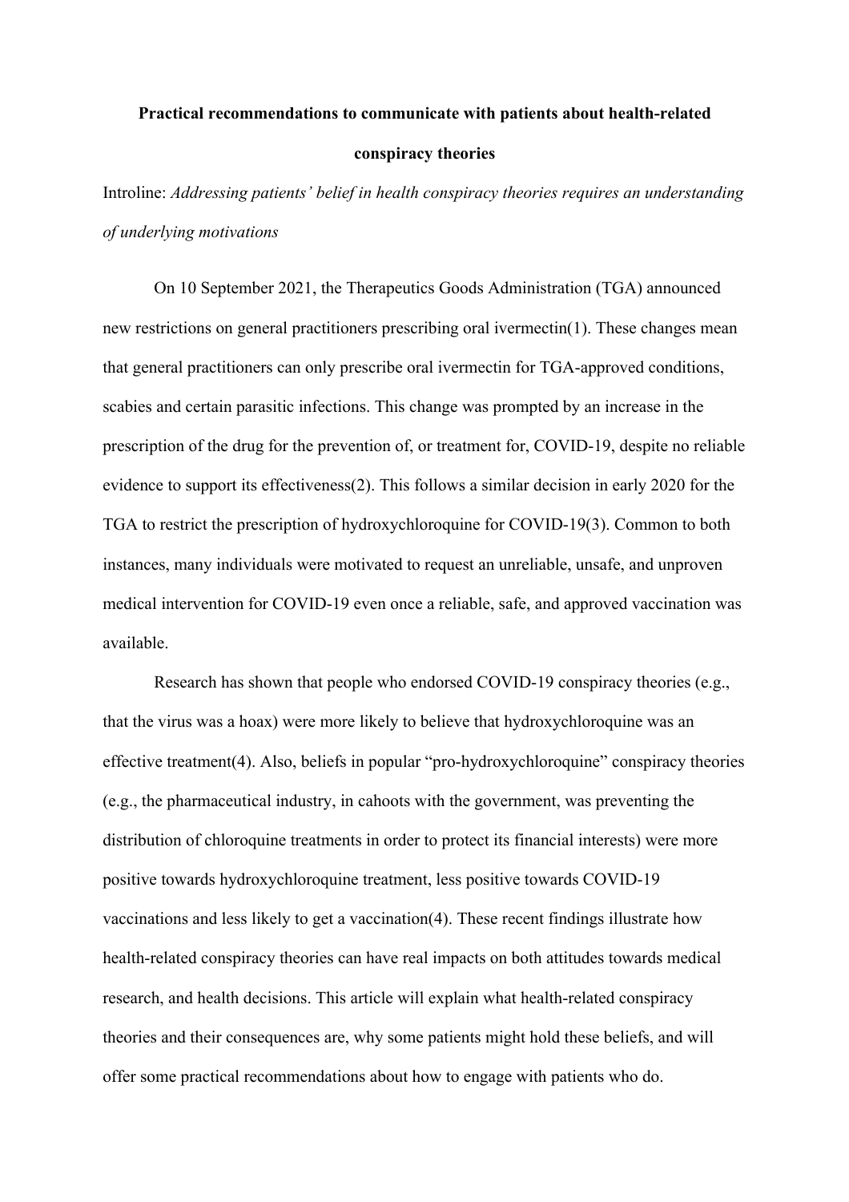**Practical recommendations to communicate with patients about health-related conspiracy theories**

Introline: *Addressing patients' belief in health conspiracy theories requires an understanding of underlying motivations*

On 10 September 2021, the Therapeutics Goods Administration (TGA) announced new restrictions on general practitioners prescribing oral ivermectin(1). These changes mean that general practitioners can only prescribe oral ivermectin for TGA-approved conditions, scabies and certain parasitic infections. This change was prompted by an increase in the prescription of the drug for the prevention of, or treatment for, COVID-19, despite no reliable evidence to support its effectiveness(2). This follows a similar decision in early 2020 for the TGA to restrict the prescription of hydroxychloroquine for COVID-19(3). Common to both instances, many individuals were motivated to request an unreliable, unsafe, and unproven medical intervention for COVID-19 even once a reliable, safe, and approved vaccination was available.

Research has shown that people who endorsed COVID-19 conspiracy theories (e.g., that the virus was a hoax) were more likely to believe that hydroxychloroquine was an effective treatment(4). Also, beliefs in popular "pro-hydroxychloroquine" conspiracy theories (e.g., the pharmaceutical industry, in cahoots with the government, was preventing the distribution of chloroquine treatments in order to protect its financial interests) were more positive towards hydroxychloroquine treatment, less positive towards COVID-19 vaccinations and less likely to get a vaccination(4). These recent findings illustrate how health-related conspiracy theories can have real impacts on both attitudes towards medical research, and health decisions. This article will explain what health-related conspiracy theories and their consequences are, why some patients might hold these beliefs, and will offer some practical recommendations about how to engage with patients who do.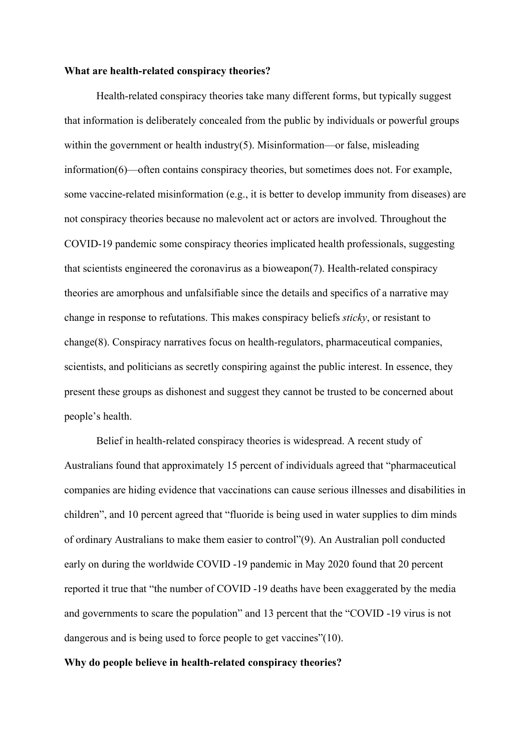**What are health-related conspiracy theories?**

Health-related conspiracy theories take many different forms, but typically suggest that information is deliberately concealed from the public by individuals or powerful groups within the government or health industry(5). Misinformation—or false, misleading information(6)—often contains conspiracy theories, but sometimes does not. For example, some vaccine-related misinformation (e.g., it is better to develop immunity from diseases) are not conspiracy theories because no malevolent act or actors are involved. Throughout the COVID-19 pandemic some conspiracy theories implicated health professionals, suggesting that scientists engineered the coronavirus as a bioweapon(7). Health-related conspiracy theories are amorphous and unfalsifiable since the details and specifics of a narrative may change in response to refutations. This makes conspiracy beliefs *sticky*, or resistant to change(8). Conspiracy narratives focus on health-regulators, pharmaceutical companies, scientists, and politicians as secretly conspiring against the public interest. In essence, they present these groups as dishonest and suggest they cannot be trusted to be concerned about people's health.

Belief in health-related conspiracy theories is widespread. A recent study of Australians found that approximately 15 percent of individuals agreed that "pharmaceutical companies are hiding evidence that vaccinations can cause serious illnesses and disabilities in children", and 10 percent agreed that "fluoride is being used in water supplies to dim minds of ordinary Australians to make them easier to control"(9). An Australian poll conducted early on during the worldwide COVID -19 pandemic in May 2020 found that 20 percent reported it true that "the number of COVID -19 deaths have been exaggerated by the media and governments to scare the population" and 13 percent that the "COVID -19 virus is not dangerous and is being used to force people to get vaccines"(10).

**Why do people believe in health-related conspiracy theories?**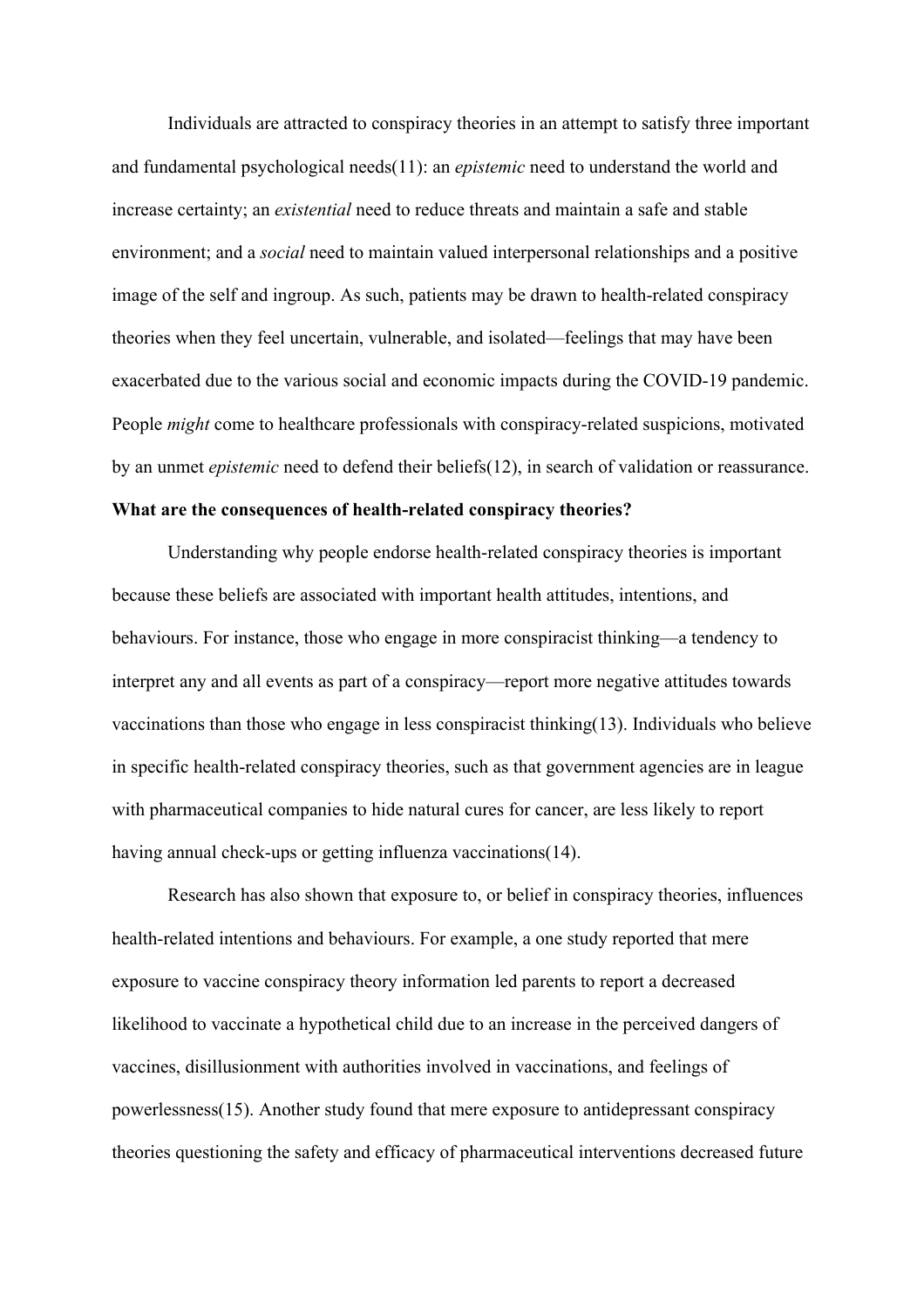Individuals are attracted to conspiracy theories in an attempt to satisfy three important and fundamental psychological needs(11): an *epistemic* need to understand the world and increase certainty; an *existential* need to reduce threats and maintain a safe and stable environment; and a *social* need to maintain valued interpersonal relationships and a positive image of the self and ingroup. As such, patients may be drawn to health-related conspiracy theories when they feel uncertain, vulnerable, and isolated—feelings that may have been exacerbated due to the various social and economic impacts during the COVID-19 pandemic. People *might* come to healthcare professionals with conspiracy-related suspicions, motivated by an unmet *epistemic* need to defend their beliefs(12), in search of validation or reassurance.

**What are the consequences of health-related conspiracy theories?**

Understanding why people endorse health-related conspiracy theories is important because these beliefs are associated with important health attitudes, intentions, and behaviours. For instance, those who engage in more conspiracist thinking—a tendency to interpret any and all events as part of a conspiracy—report more negative attitudes towards vaccinations than those who engage in less conspiracist thinking(13). Individuals who believe in specific health-related conspiracy theories, such as that government agencies are in league with pharmaceutical companies to hide natural cures for cancer, are less likely to report having annual check-ups or getting influenza vaccinations(14).

Research has also shown that exposure to, or belief in conspiracy theories, influences health-related intentions and behaviours. For example, a one study reported that mere exposure to vaccine conspiracy theory information led parents to report a decreased likelihood to vaccinate a hypothetical child due to an increase in the perceived dangers of vaccines, disillusionment with authorities involved in vaccinations, and feelings of powerlessness(15). Another study found that mere exposure to antidepressant conspiracy theories questioning the safety and efficacy of pharmaceutical interventions decreased future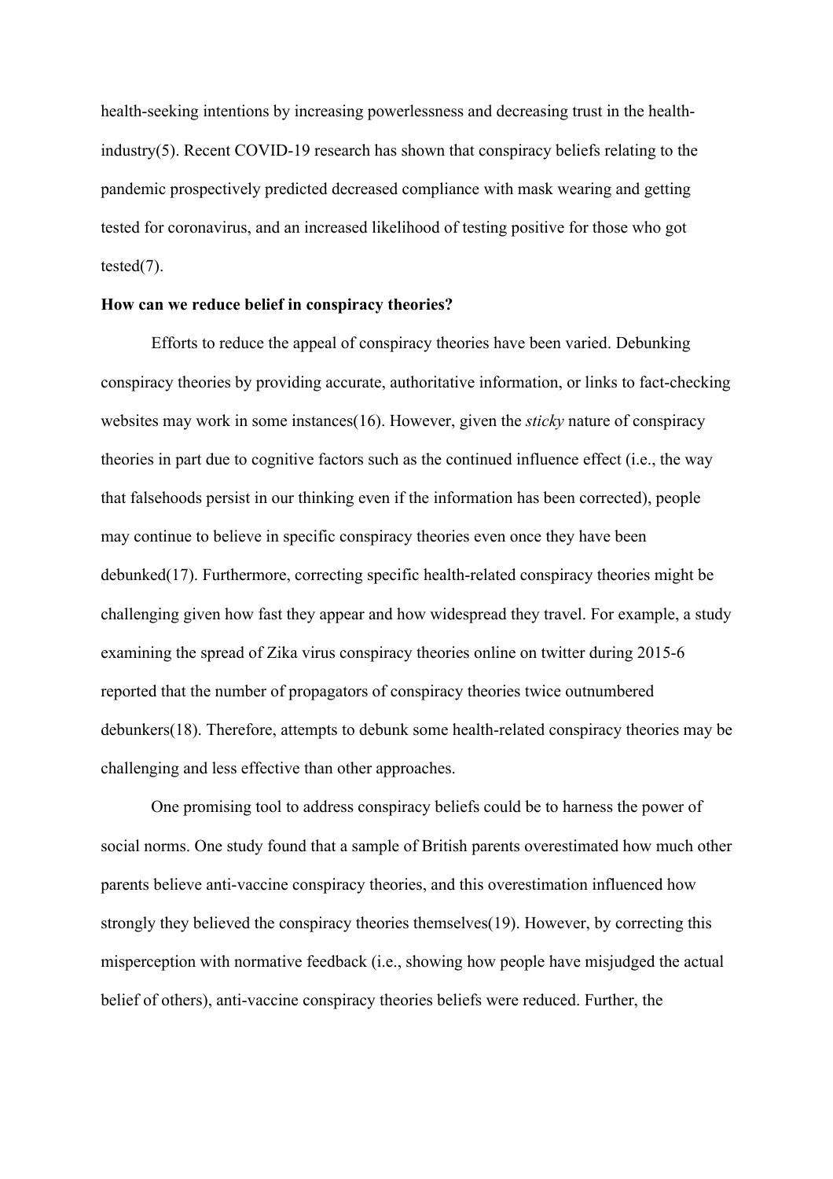health-seeking intentions by increasing powerlessness and decreasing trust in the health-industry(5). Recent COVID-19 research has shown that conspiracy beliefs relating to the pandemic prospectively predicted decreased compliance with mask wearing and getting tested for coronavirus, and an increased likelihood of testing positive for those who got tested(7).

**How can we reduce belief in conspiracy theories?**

Efforts to reduce the appeal of conspiracy theories have been varied. Debunking conspiracy theories by providing accurate, authoritative information, or links to fact-checking websites may work in some instances(16). However, given the *sticky* nature of conspiracy theories in part due to cognitive factors such as the continued influence effect (i.e., the way that falsehoods persist in our thinking even if the information has been corrected), people may continue to believe in specific conspiracy theories even once they have been debunked(17). Furthermore, correcting specific health-related conspiracy theories might be challenging given how fast they appear and how widespread they travel. For example, a study examining the spread of Zika virus conspiracy theories online on twitter during 2015-6 reported that the number of propagators of conspiracy theories twice outnumbered debunkers(18). Therefore, attempts to debunk some health-related conspiracy theories may be challenging and less effective than other approaches.

One promising tool to address conspiracy beliefs could be to harness the power of social norms. One study found that a sample of British parents overestimated how much other parents believe anti-vaccine conspiracy theories, and this overestimation influenced how strongly they believed the conspiracy theories themselves(19). However, by correcting this misperception with normative feedback (i.e., showing how people have misjudged the actual belief of others), anti-vaccine conspiracy theories beliefs were reduced. Further, the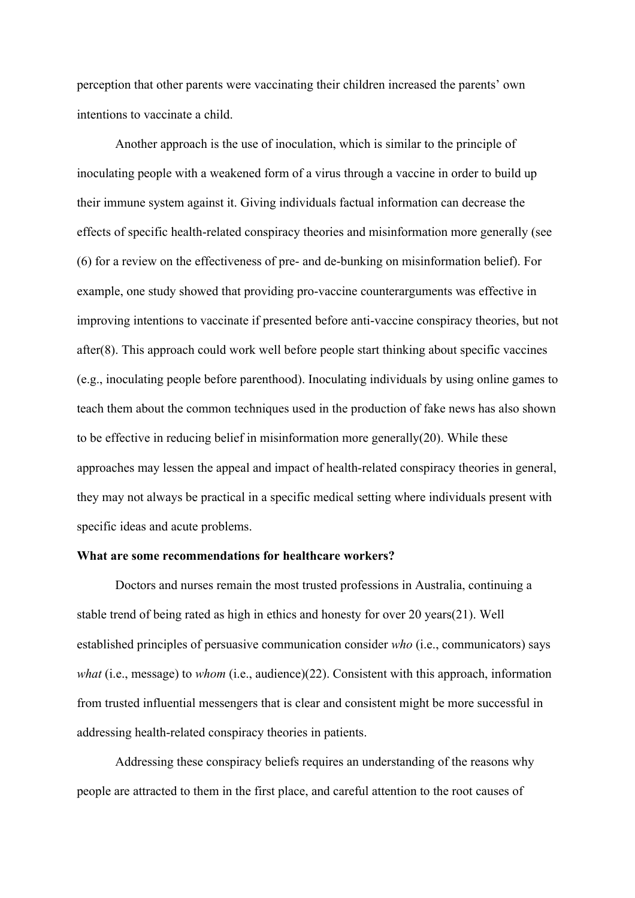perception that other parents were vaccinating their children increased the parents' own intentions to vaccinate a child.

Another approach is the use of inoculation, which is similar to the principle of inoculating people with a weakened form of a virus through a vaccine in order to build up their immune system against it. Giving individuals factual information can decrease the effects of specific health-related conspiracy theories and misinformation more generally (see (6) for a review on the effectiveness of pre- and de-bunking on misinformation belief). For example, one study showed that providing pro-vaccine counterarguments was effective in improving intentions to vaccinate if presented before anti-vaccine conspiracy theories, but not after(8). This approach could work well before people start thinking about specific vaccines (e.g., inoculating people before parenthood). Inoculating individuals by using online games to teach them about the common techniques used in the production of fake news has also shown to be effective in reducing belief in misinformation more generally(20). While these approaches may lessen the appeal and impact of health-related conspiracy theories in general, they may not always be practical in a specific medical setting where individuals present with specific ideas and acute problems.

**What are some recommendations for healthcare workers?**

Doctors and nurses remain the most trusted professions in Australia, continuing a stable trend of being rated as high in ethics and honesty for over 20 years(21). Well established principles of persuasive communication consider *who* (i.e., communicators) says *what* (i.e., message) to *whom* (i.e., audience)(22). Consistent with this approach, information from trusted influential messengers that is clear and consistent might be more successful in addressing health-related conspiracy theories in patients.

Addressing these conspiracy beliefs requires an understanding of the reasons why people are attracted to them in the first place, and careful attention to the root causes of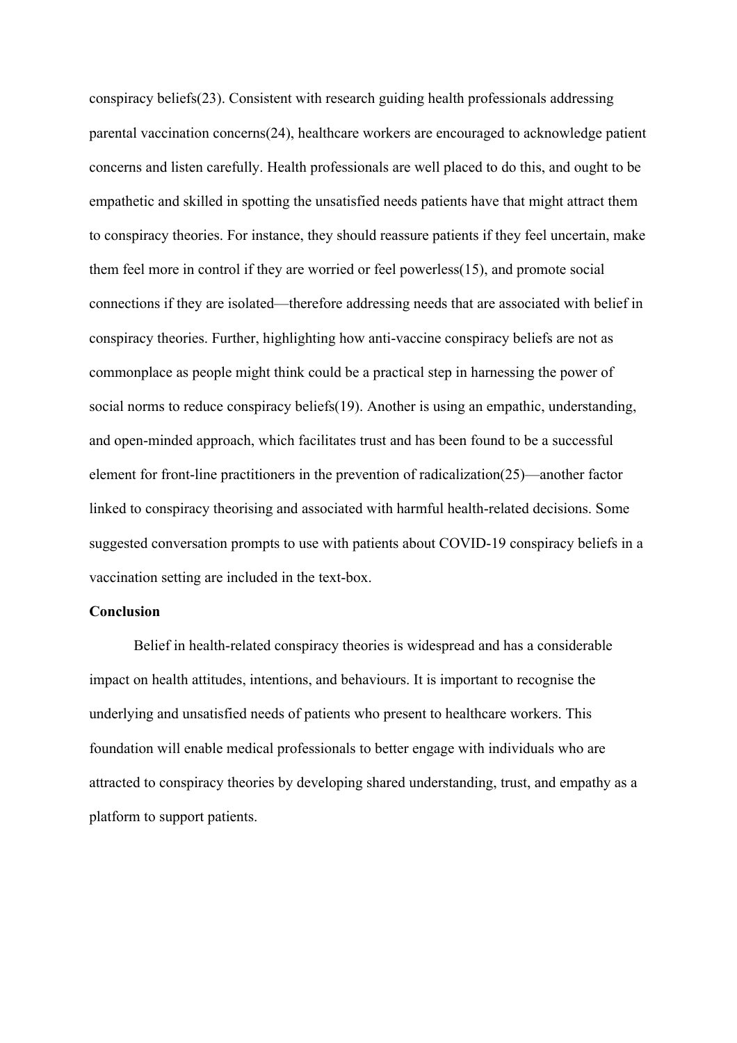conspiracy beliefs(23). Consistent with research guiding health professionals addressing parental vaccination concerns(24), healthcare workers are encouraged to acknowledge patient concerns and listen carefully. Health professionals are well placed to do this, and ought to be empathetic and skilled in spotting the unsatisfied needs patients have that might attract them to conspiracy theories. For instance, they should reassure patients if they feel uncertain, make them feel more in control if they are worried or feel powerless(15), and promote social connections if they are isolated—therefore addressing needs that are associated with belief in conspiracy theories. Further, highlighting how anti-vaccine conspiracy beliefs are not as commonplace as people might think could be a practical step in harnessing the power of social norms to reduce conspiracy beliefs(19). Another is using an empathic, understanding, and open-minded approach, which facilitates trust and has been found to be a successful element for front-line practitioners in the prevention of radicalization(25)—another factor linked to conspiracy theorising and associated with harmful health-related decisions. Some suggested conversation prompts to use with patients about COVID-19 conspiracy beliefs in a vaccination setting are included in the text-box.

**Conclusion**

Belief in health-related conspiracy theories is widespread and has a considerable impact on health attitudes, intentions, and behaviours. It is important to recognise the underlying and unsatisfied needs of patients who present to healthcare workers. This foundation will enable medical professionals to better engage with individuals who are attracted to conspiracy theories by developing shared understanding, trust, and empathy as a platform to support patients.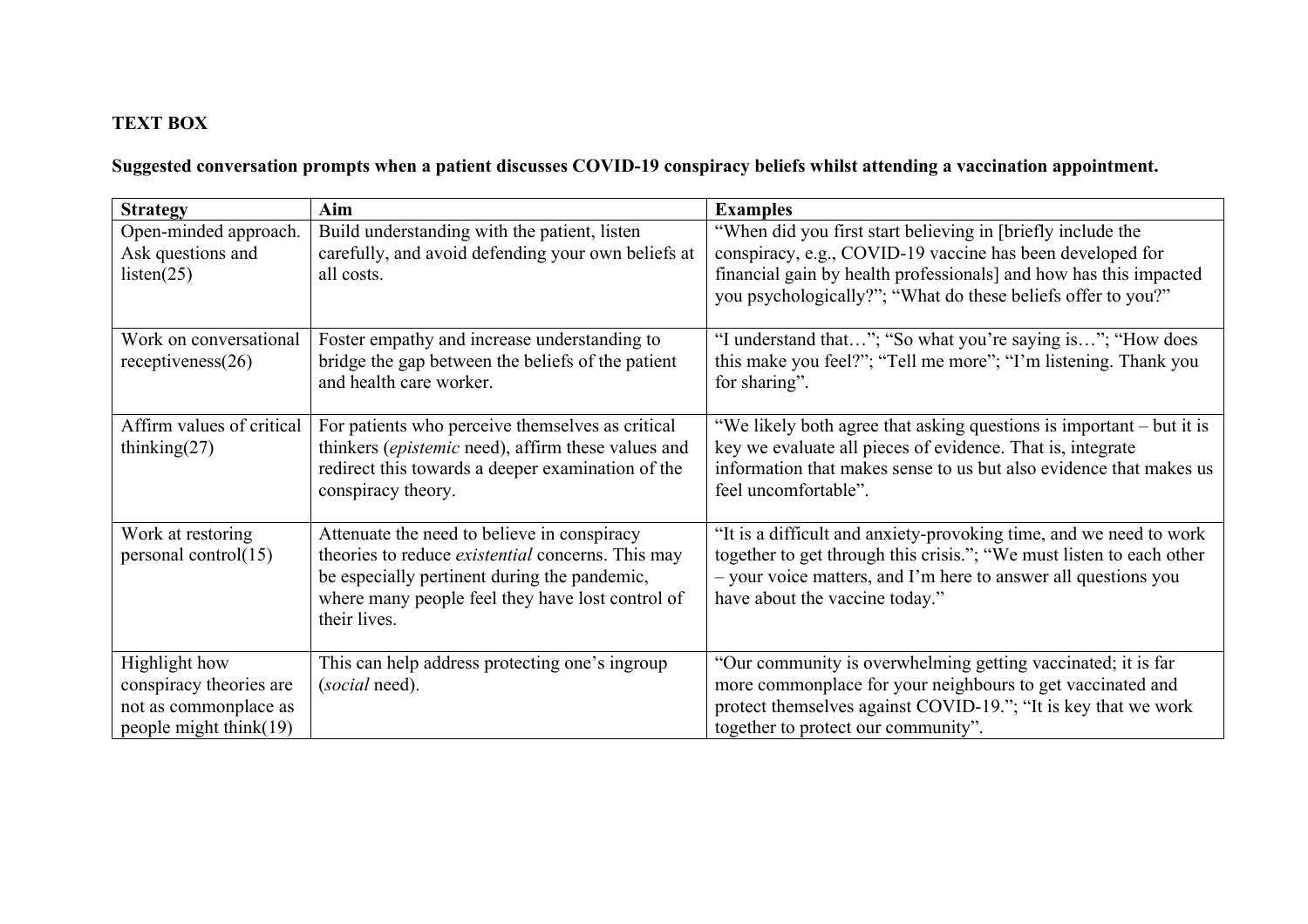**TEXT BOX**

**Suggested conversation prompts when a patient discusses COVID-19 conspiracy beliefs whilst attending a vaccination appointment.**

| Strategy | Aim | Examples |
|---|---|---|
| Open-minded approach. Ask questions and listen(25) | Build understanding with the patient, listen carefully, and avoid defending your own beliefs at all costs. | "When did you first start believing in [briefly include the conspiracy, e.g., COVID-19 vaccine has been developed for financial gain by health professionals] and how has this impacted you psychologically?"; "What do these beliefs offer to you?" |
| Work on conversational receptiveness(26) | Foster empathy and increase understanding to bridge the gap between the beliefs of the patient and health care worker. | "I understand that…"; "So what you're saying is…"; "How does this make you feel?"; "Tell me more"; "I'm listening. Thank you for sharing". |
| Affirm values of critical thinking(27) | For patients who perceive themselves as critical thinkers (*epistemic* need), affirm these values and redirect this towards a deeper examination of the conspiracy theory. | "We likely both agree that asking questions is important – but it is key we evaluate all pieces of evidence. That is, integrate information that makes sense to us but also evidence that makes us feel uncomfortable". |
| Work at restoring personal control(15) | Attenuate the need to believe in conspiracy theories to reduce *existential* concerns. This may be especially pertinent during the pandemic, where many people feel they have lost control of their lives. | "It is a difficult and anxiety-provoking time, and we need to work together to get through this crisis."; "We must listen to each other – your voice matters, and I'm here to answer all questions you have about the vaccine today." |
| Highlight how conspiracy theories are not as commonplace as people might think(19) | This can help address protecting one's ingroup (*social* need). | "Our community is overwhelming getting vaccinated; it is far more commonplace for your neighbours to get vaccinated and protect themselves against COVID-19."; "It is key that we work together to protect our community". |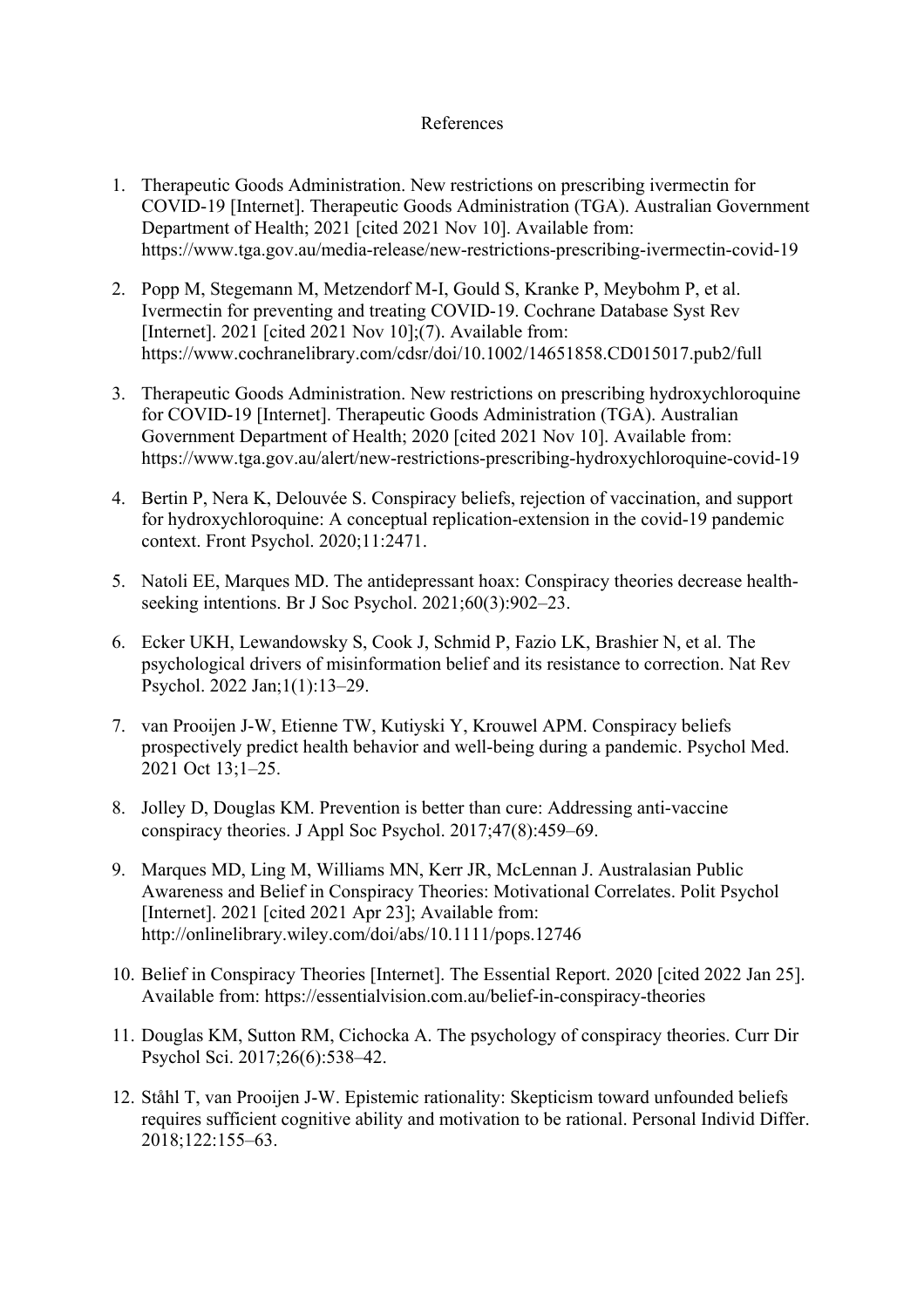# References

1. Therapeutic Goods Administration. New restrictions on prescribing ivermectin for COVID-19 [Internet]. Therapeutic Goods Administration (TGA). Australian Government Department of Health; 2021 [cited 2021 Nov 10]. Available from: https://www.tga.gov.au/media-release/new-restrictions-prescribing-ivermectin-covid-19

2. Popp M, Stegemann M, Metzendorf M-I, Gould S, Kranke P, Meybohm P, et al. Ivermectin for preventing and treating COVID-19. Cochrane Database Syst Rev [Internet]. 2021 [cited 2021 Nov 10];(7). Available from: https://www.cochranelibrary.com/cdsr/doi/10.1002/14651858.CD015017.pub2/full

3. Therapeutic Goods Administration. New restrictions on prescribing hydroxychloroquine for COVID-19 [Internet]. Therapeutic Goods Administration (TGA). Australian Government Department of Health; 2020 [cited 2021 Nov 10]. Available from: https://www.tga.gov.au/alert/new-restrictions-prescribing-hydroxychloroquine-covid-19

4. Bertin P, Nera K, Delouvée S. Conspiracy beliefs, rejection of vaccination, and support for hydroxychloroquine: A conceptual replication-extension in the covid-19 pandemic context. Front Psychol. 2020;11:2471.

5. Natoli EE, Marques MD. The antidepressant hoax: Conspiracy theories decrease health-seeking intentions. Br J Soc Psychol. 2021;60(3):902–23.

6. Ecker UKH, Lewandowsky S, Cook J, Schmid P, Fazio LK, Brashier N, et al. The psychological drivers of misinformation belief and its resistance to correction. Nat Rev Psychol. 2022 Jan;1(1):13–29.

7. van Prooijen J-W, Etienne TW, Kutiyski Y, Krouwel APM. Conspiracy beliefs prospectively predict health behavior and well-being during a pandemic. Psychol Med. 2021 Oct 13;1–25.

8. Jolley D, Douglas KM. Prevention is better than cure: Addressing anti-vaccine conspiracy theories. J Appl Soc Psychol. 2017;47(8):459–69.

9. Marques MD, Ling M, Williams MN, Kerr JR, McLennan J. Australasian Public Awareness and Belief in Conspiracy Theories: Motivational Correlates. Polit Psychol [Internet]. 2021 [cited 2021 Apr 23]; Available from: http://onlinelibrary.wiley.com/doi/abs/10.1111/pops.12746

10. Belief in Conspiracy Theories [Internet]. The Essential Report. 2020 [cited 2022 Jan 25]. Available from: https://essentialvision.com.au/belief-in-conspiracy-theories

11. Douglas KM, Sutton RM, Cichocka A. The psychology of conspiracy theories. Curr Dir Psychol Sci. 2017;26(6):538–42.

12. Ståhl T, van Prooijen J-W. Epistemic rationality: Skepticism toward unfounded beliefs requires sufficient cognitive ability and motivation to be rational. Personal Individ Differ. 2018;122:155–63.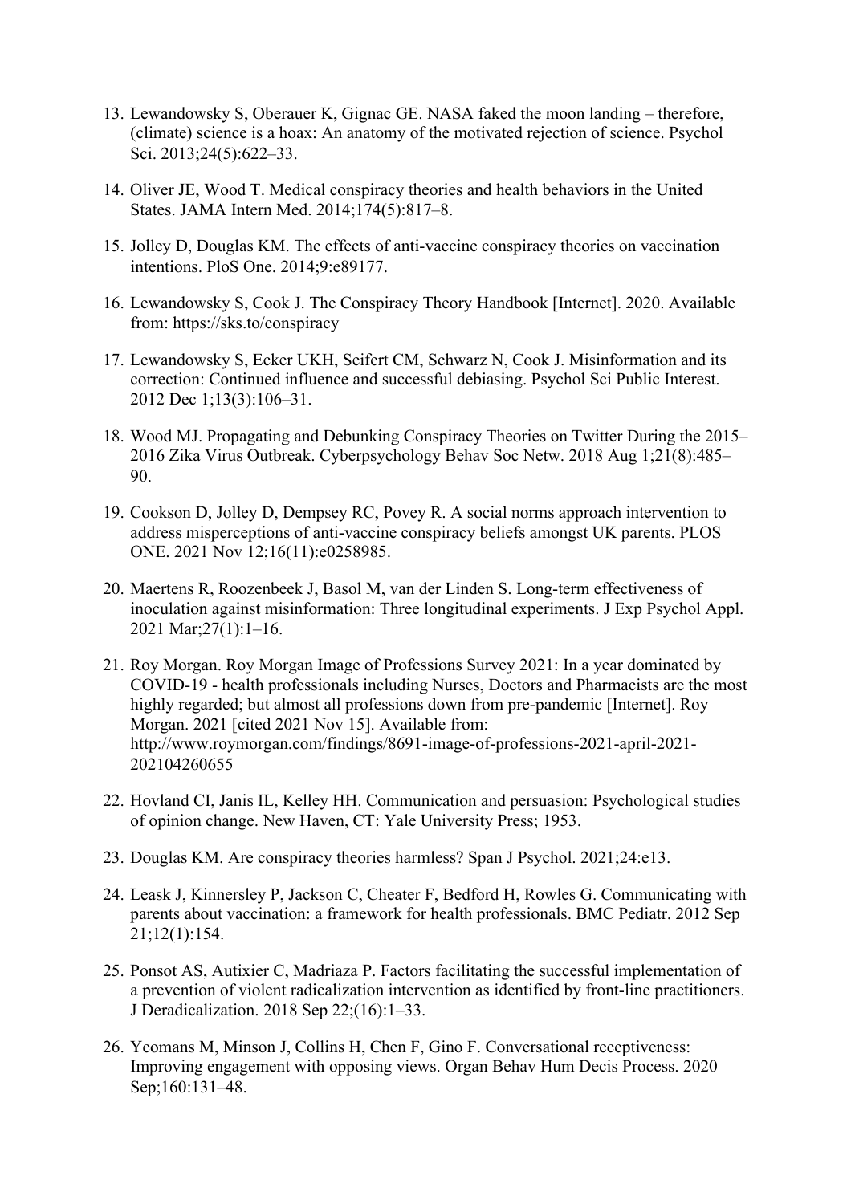13. Lewandowsky S, Oberauer K, Gignac GE. NASA faked the moon landing – therefore, (climate) science is a hoax: An anatomy of the motivated rejection of science. Psychol Sci. 2013;24(5):622–33.

14. Oliver JE, Wood T. Medical conspiracy theories and health behaviors in the United States. JAMA Intern Med. 2014;174(5):817–8.

15. Jolley D, Douglas KM. The effects of anti-vaccine conspiracy theories on vaccination intentions. PloS One. 2014;9:e89177.

16. Lewandowsky S, Cook J. The Conspiracy Theory Handbook [Internet]. 2020. Available from: https://sks.to/conspiracy

17. Lewandowsky S, Ecker UKH, Seifert CM, Schwarz N, Cook J. Misinformation and its correction: Continued influence and successful debiasing. Psychol Sci Public Interest. 2012 Dec 1;13(3):106–31.

18. Wood MJ. Propagating and Debunking Conspiracy Theories on Twitter During the 2015–2016 Zika Virus Outbreak. Cyberpsychology Behav Soc Netw. 2018 Aug 1;21(8):485–90.

19. Cookson D, Jolley D, Dempsey RC, Povey R. A social norms approach intervention to address misperceptions of anti-vaccine conspiracy beliefs amongst UK parents. PLOS ONE. 2021 Nov 12;16(11):e0258985.

20. Maertens R, Roozenbeek J, Basol M, van der Linden S. Long-term effectiveness of inoculation against misinformation: Three longitudinal experiments. J Exp Psychol Appl. 2021 Mar;27(1):1–16.

21. Roy Morgan. Roy Morgan Image of Professions Survey 2021: In a year dominated by COVID-19 - health professionals including Nurses, Doctors and Pharmacists are the most highly regarded; but almost all professions down from pre-pandemic [Internet]. Roy Morgan. 2021 [cited 2021 Nov 15]. Available from: http://www.roymorgan.com/findings/8691-image-of-professions-2021-april-2021-202104260655

22. Hovland CI, Janis IL, Kelley HH. Communication and persuasion: Psychological studies of opinion change. New Haven, CT: Yale University Press; 1953.

23. Douglas KM. Are conspiracy theories harmless? Span J Psychol. 2021;24:e13.

24. Leask J, Kinnersley P, Jackson C, Cheater F, Bedford H, Rowles G. Communicating with parents about vaccination: a framework for health professionals. BMC Pediatr. 2012 Sep 21;12(1):154.

25. Ponsot AS, Autixier C, Madriaza P. Factors facilitating the successful implementation of a prevention of violent radicalization intervention as identified by front-line practitioners. J Deradicalization. 2018 Sep 22;(16):1–33.

26. Yeomans M, Minson J, Collins H, Chen F, Gino F. Conversational receptiveness: Improving engagement with opposing views. Organ Behav Hum Decis Process. 2020 Sep;160:131–48.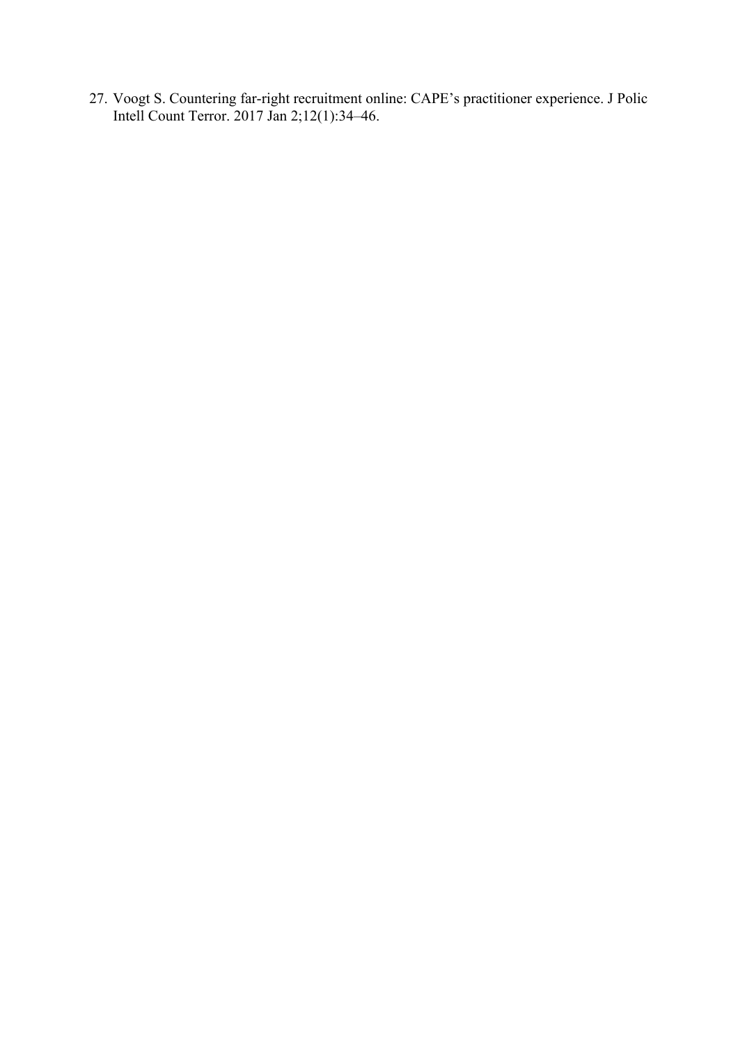27. Voogt S. Countering far-right recruitment online: CAPE's practitioner experience. J Polic Intell Count Terror. 2017 Jan 2;12(1):34–46.